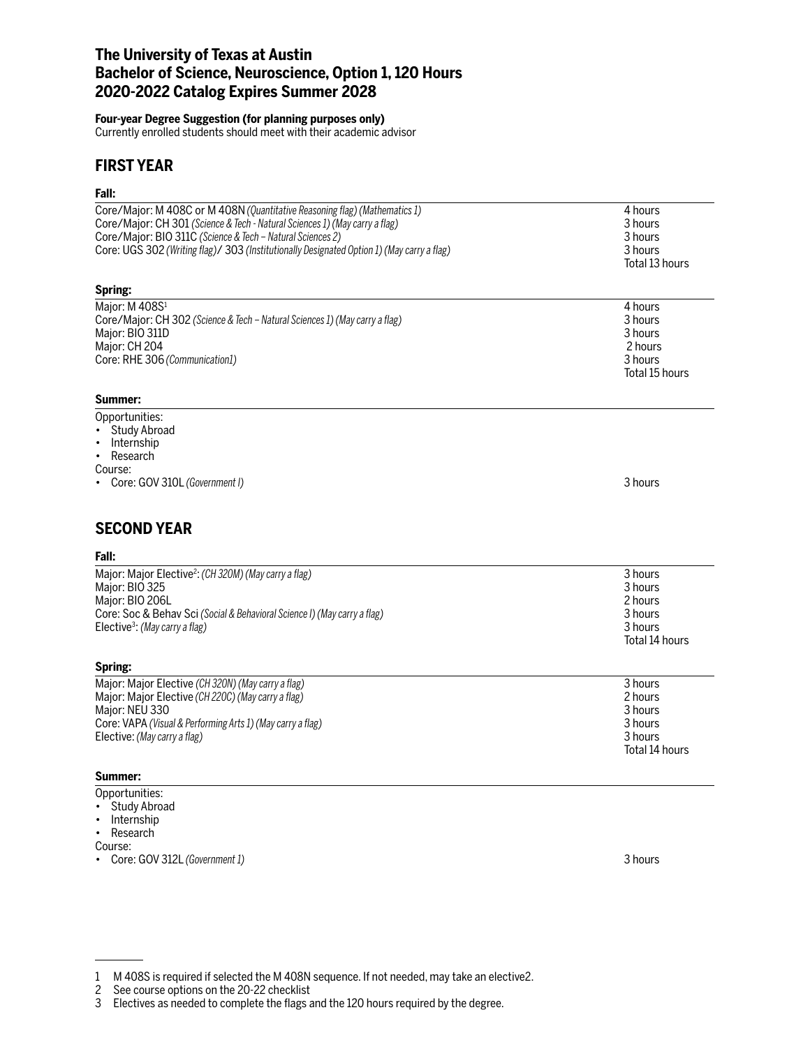# The University of Texas at Austin
# Bachelor of Science, Neuroscience, Option 1, 120 Hours
# 2020-2022 Catalog Expires Summer 2028

**Four-year Degree Suggestion (for planning purposes only)**
Currently enrolled students should meet with their academic advisor

## FIRST YEAR

**Fall:**

| | |
|---|---|
| Core/Major: M 408C or M 408N *(Quantitative Reasoning flag) (Mathematics 1)* | 4 hours |
| Core/Major: CH 301 *(Science & Tech - Natural Sciences 1) (May carry a flag)* | 3 hours |
| Core/Major: BIO 311C *(Science & Tech – Natural Sciences 2)* | 3 hours |
| Core: UGS 302 *(Writing flag)*/ 303 *(Institutionally Designated Option 1) (May carry a flag)* | 3 hours |
| | Total 13 hours |

**Spring:**

| | |
|---|---|
| Major: M 408S[1] | 4 hours |
| Core/Major: CH 302 *(Science & Tech – Natural Sciences 1) (May carry a flag)* | 3 hours |
| Major: BIO 311D | 3 hours |
| Major: CH 204 | 2 hours |
| Core: RHE 306 *(Communication1)* | 3 hours |
| | Total 15 hours |

**Summer:**

Opportunities:
- Study Abroad
- Internship
- Research

Course:
- Core: GOV 310L *(Government I)* — 3 hours

## SECOND YEAR

**Fall:**

| | |
|---|---|
| Major: Major Elective[2]: *(CH 320M) (May carry a flag)* | 3 hours |
| Major: BIO 325 | 3 hours |
| Major: BIO 206L | 2 hours |
| Core: Soc & Behav Sci *(Social & Behavioral Science I) (May carry a flag)* | 3 hours |
| Elective[3]: *(May carry a flag)* | 3 hours |
| | Total 14 hours |

**Spring:**

| | |
|---|---|
| Major: Major Elective *(CH 320N) (May carry a flag)* | 3 hours |
| Major: Major Elective *(CH 220C) (May carry a flag)* | 2 hours |
| Major: NEU 330 | 3 hours |
| Core: VAPA *(Visual & Performing Arts 1) (May carry a flag)* | 3 hours |
| Elective: *(May carry a flag)* | 3 hours |
| | Total 14 hours |

**Summer:**

Opportunities:
- Study Abroad
- Internship
- Research

Course:
- Core: GOV 312L *(Government 1)* — 3 hours

---

1 M 408S is required if selected the M 408N sequence. If not needed, may take an elective2.
2 See course options on the 20-22 checklist
3 Electives as needed to complete the flags and the 120 hours required by the degree.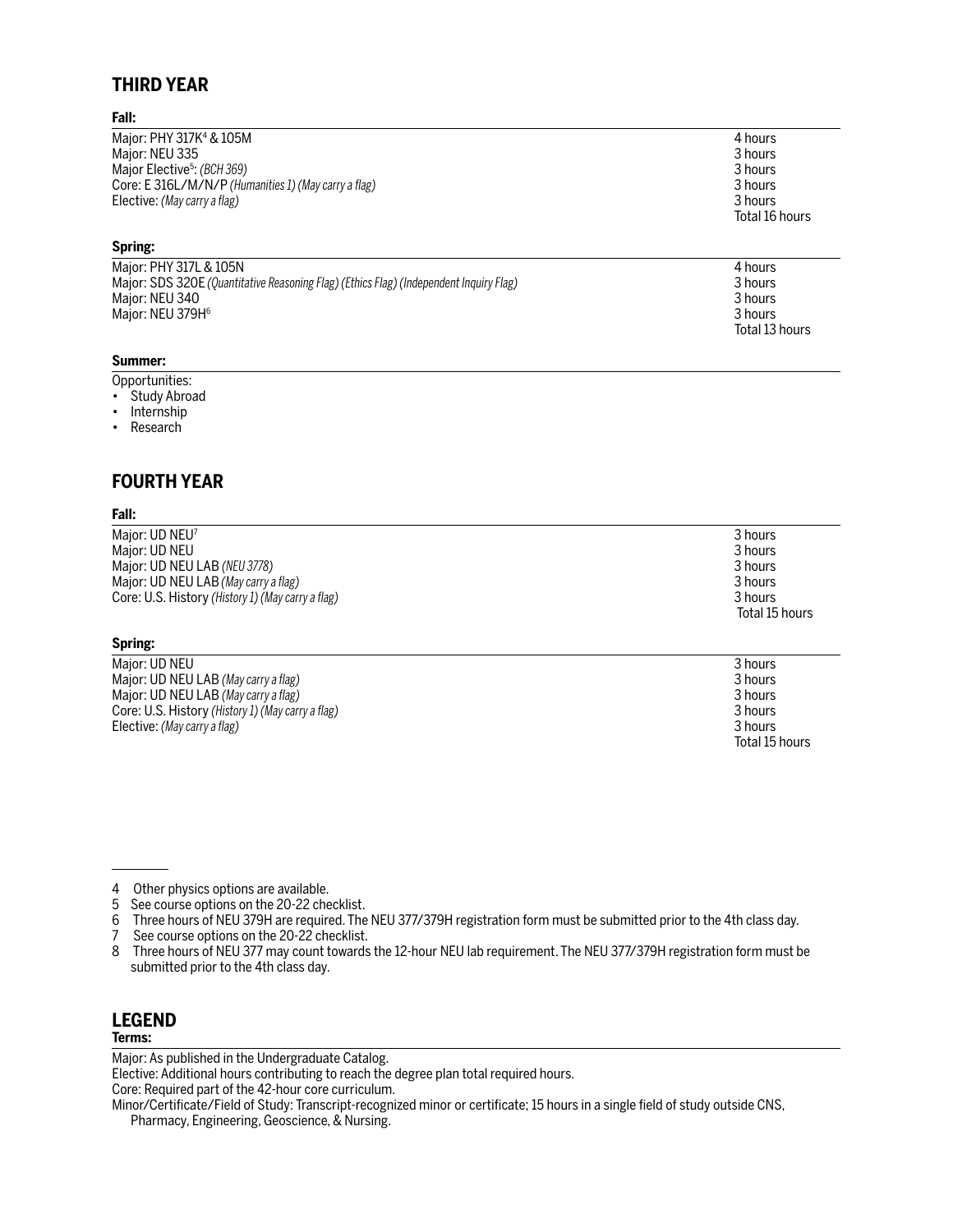## THIRD YEAR

**Fall:**

| | |
|---|---|
| Major: PHY 317K[4] & 105M | 4 hours |
| Major: NEU 335 | 3 hours |
| Major Elective[5]: *(BCH 369)* | 3 hours |
| Core: E 316L/M/N/P *(Humanities 1) (May carry a flag)* | 3 hours |
| Elective: *(May carry a flag)* | 3 hours |
| | Total 16 hours |

**Spring:**

| | |
|---|---|
| Major: PHY 317L & 105N | 4 hours |
| Major: SDS 320E *(Quantitative Reasoning Flag) (Ethics Flag) (Independent Inquiry Flag)* | 3 hours |
| Major: NEU 340 | 3 hours |
| Major: NEU 379H[6] | 3 hours |
| | Total 13 hours |

**Summer:**

Opportunities:

- Study Abroad
- Internship
- Research

## FOURTH YEAR

**Fall:**

| | |
|---|---|
| Major: UD NEU[7] | 3 hours |
| Major: UD NEU | 3 hours |
| Major: UD NEU LAB *(NEU 377[8])* | 3 hours |
| Major: UD NEU LAB *(May carry a flag)* | 3 hours |
| Core: U.S. History *(History 1) (May carry a flag)* | 3 hours |
| | Total 15 hours |

**Spring:**

| | |
|---|---|
| Major: UD NEU | 3 hours |
| Major: UD NEU LAB *(May carry a flag)* | 3 hours |
| Major: UD NEU LAB *(May carry a flag)* | 3 hours |
| Core: U.S. History *(History 1) (May carry a flag)* | 3 hours |
| Elective: *(May carry a flag)* | 3 hours |
| | Total 15 hours |

---

4 Other physics options are available.

5 See course options on the 20-22 checklist.

6 Three hours of NEU 379H are required. The NEU 377/379H registration form must be submitted prior to the 4th class day.

7 See course options on the 20-22 checklist.

8 Three hours of NEU 377 may count towards the 12-hour NEU lab requirement. The NEU 377/379H registration form must be submitted prior to the 4th class day.

## LEGEND

**Terms:**

Major: As published in the Undergraduate Catalog.

Elective: Additional hours contributing to reach the degree plan total required hours.

Core: Required part of the 42-hour core curriculum.

Minor/Certificate/Field of Study: Transcript-recognized minor or certificate; 15 hours in a single field of study outside CNS, Pharmacy, Engineering, Geoscience, & Nursing.